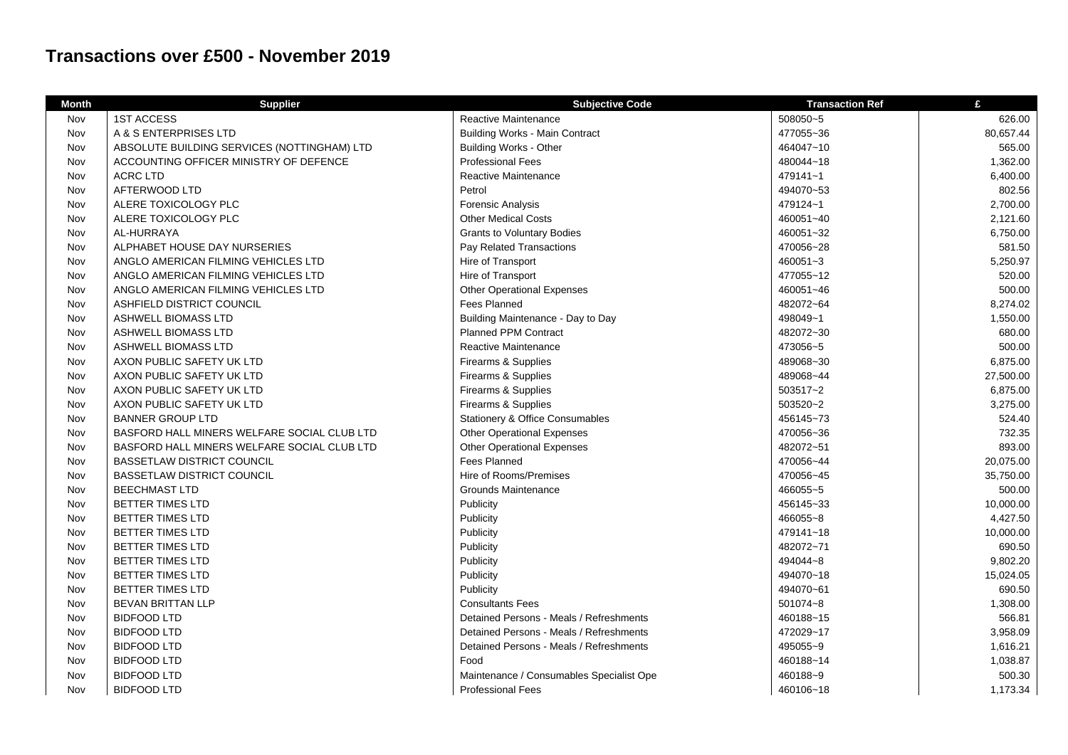# Transactions over £500 - November 2019

| Month | Supplier | Subjective Code | Transaction Ref | £ |
|---|---|---|---|---|
| Nov | 1ST ACCESS | Reactive Maintenance | 508050~5 | 626.00 |
| Nov | A & S ENTERPRISES LTD | Building Works - Main Contract | 477055~36 | 80,657.44 |
| Nov | ABSOLUTE BUILDING SERVICES (NOTTINGHAM) LTD | Building Works - Other | 464047~10 | 565.00 |
| Nov | ACCOUNTING OFFICER MINISTRY OF DEFENCE | Professional Fees | 480044~18 | 1,362.00 |
| Nov | ACRC LTD | Reactive Maintenance | 479141~1 | 6,400.00 |
| Nov | AFTERWOOD LTD | Petrol | 494070~53 | 802.56 |
| Nov | ALERE TOXICOLOGY PLC | Forensic Analysis | 479124~1 | 2,700.00 |
| Nov | ALERE TOXICOLOGY PLC | Other Medical Costs | 460051~40 | 2,121.60 |
| Nov | AL-HURRAYA | Grants to Voluntary Bodies | 460051~32 | 6,750.00 |
| Nov | ALPHABET HOUSE DAY NURSERIES | Pay Related Transactions | 470056~28 | 581.50 |
| Nov | ANGLO AMERICAN FILMING VEHICLES LTD | Hire of Transport | 460051~3 | 5,250.97 |
| Nov | ANGLO AMERICAN FILMING VEHICLES LTD | Hire of Transport | 477055~12 | 520.00 |
| Nov | ANGLO AMERICAN FILMING VEHICLES LTD | Other Operational Expenses | 460051~46 | 500.00 |
| Nov | ASHFIELD DISTRICT COUNCIL | Fees Planned | 482072~64 | 8,274.02 |
| Nov | ASHWELL BIOMASS LTD | Building Maintenance - Day to Day | 498049~1 | 1,550.00 |
| Nov | ASHWELL BIOMASS LTD | Planned PPM Contract | 482072~30 | 680.00 |
| Nov | ASHWELL BIOMASS LTD | Reactive Maintenance | 473056~5 | 500.00 |
| Nov | AXON PUBLIC SAFETY UK LTD | Firearms & Supplies | 489068~30 | 6,875.00 |
| Nov | AXON PUBLIC SAFETY UK LTD | Firearms & Supplies | 489068~44 | 27,500.00 |
| Nov | AXON PUBLIC SAFETY UK LTD | Firearms & Supplies | 503517~2 | 6,875.00 |
| Nov | AXON PUBLIC SAFETY UK LTD | Firearms & Supplies | 503520~2 | 3,275.00 |
| Nov | BANNER GROUP LTD | Stationery & Office Consumables | 456145~73 | 524.40 |
| Nov | BASFORD HALL MINERS WELFARE SOCIAL CLUB LTD | Other Operational Expenses | 470056~36 | 732.35 |
| Nov | BASFORD HALL MINERS WELFARE SOCIAL CLUB LTD | Other Operational Expenses | 482072~51 | 893.00 |
| Nov | BASSETLAW DISTRICT COUNCIL | Fees Planned | 470056~44 | 20,075.00 |
| Nov | BASSETLAW DISTRICT COUNCIL | Hire of Rooms/Premises | 470056~45 | 35,750.00 |
| Nov | BEECHMAST LTD | Grounds Maintenance | 466055~5 | 500.00 |
| Nov | BETTER TIMES LTD | Publicity | 456145~33 | 10,000.00 |
| Nov | BETTER TIMES LTD | Publicity | 466055~8 | 4,427.50 |
| Nov | BETTER TIMES LTD | Publicity | 479141~18 | 10,000.00 |
| Nov | BETTER TIMES LTD | Publicity | 482072~71 | 690.50 |
| Nov | BETTER TIMES LTD | Publicity | 494044~8 | 9,802.20 |
| Nov | BETTER TIMES LTD | Publicity | 494070~18 | 15,024.05 |
| Nov | BETTER TIMES LTD | Publicity | 494070~61 | 690.50 |
| Nov | BEVAN BRITTAN LLP | Consultants Fees | 501074~8 | 1,308.00 |
| Nov | BIDFOOD LTD | Detained Persons - Meals / Refreshments | 460188~15 | 566.81 |
| Nov | BIDFOOD LTD | Detained Persons - Meals / Refreshments | 472029~17 | 3,958.09 |
| Nov | BIDFOOD LTD | Detained Persons - Meals / Refreshments | 495055~9 | 1,616.21 |
| Nov | BIDFOOD LTD | Food | 460188~14 | 1,038.87 |
| Nov | BIDFOOD LTD | Maintenance / Consumables Specialist Ope | 460188~9 | 500.30 |
| Nov | BIDFOOD LTD | Professional Fees | 460106~18 | 1,173.34 |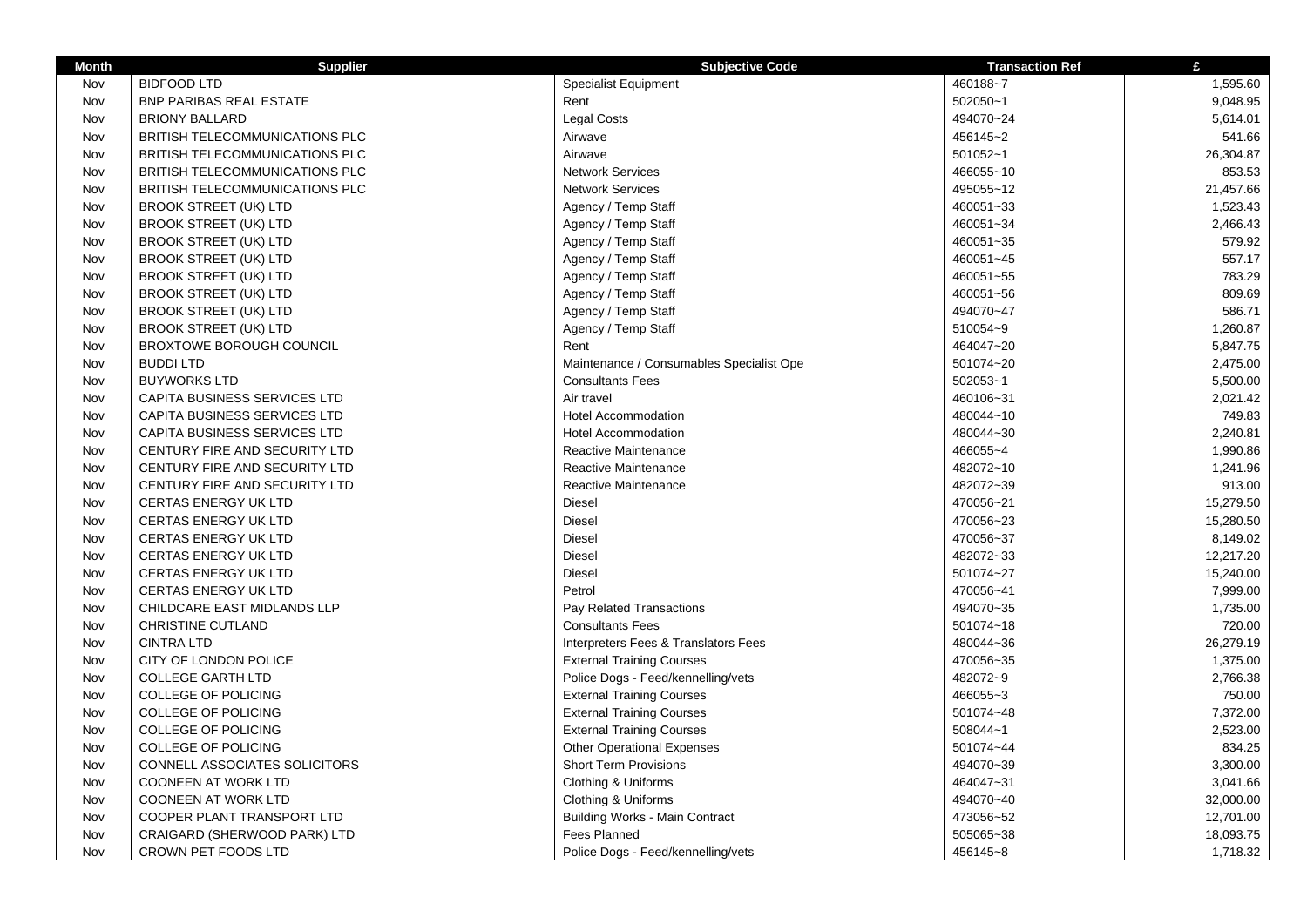| Month | Supplier | Subjective Code | Transaction Ref | £ |
|---|---|---|---|---|
| Nov | BIDFOOD LTD | Specialist Equipment | 460188~7 | 1,595.60 |
| Nov | BNP PARIBAS REAL ESTATE | Rent | 502050~1 | 9,048.95 |
| Nov | BRIONY BALLARD | Legal Costs | 494070~24 | 5,614.01 |
| Nov | BRITISH TELECOMMUNICATIONS PLC | Airwave | 456145~2 | 541.66 |
| Nov | BRITISH TELECOMMUNICATIONS PLC | Airwave | 501052~1 | 26,304.87 |
| Nov | BRITISH TELECOMMUNICATIONS PLC | Network Services | 466055~10 | 853.53 |
| Nov | BRITISH TELECOMMUNICATIONS PLC | Network Services | 495055~12 | 21,457.66 |
| Nov | BROOK STREET (UK) LTD | Agency / Temp Staff | 460051~33 | 1,523.43 |
| Nov | BROOK STREET (UK) LTD | Agency / Temp Staff | 460051~34 | 2,466.43 |
| Nov | BROOK STREET (UK) LTD | Agency / Temp Staff | 460051~35 | 579.92 |
| Nov | BROOK STREET (UK) LTD | Agency / Temp Staff | 460051~45 | 557.17 |
| Nov | BROOK STREET (UK) LTD | Agency / Temp Staff | 460051~55 | 783.29 |
| Nov | BROOK STREET (UK) LTD | Agency / Temp Staff | 460051~56 | 809.69 |
| Nov | BROOK STREET (UK) LTD | Agency / Temp Staff | 494070~47 | 586.71 |
| Nov | BROOK STREET (UK) LTD | Agency / Temp Staff | 510054~9 | 1,260.87 |
| Nov | BROXTOWE BOROUGH COUNCIL | Rent | 464047~20 | 5,847.75 |
| Nov | BUDDI LTD | Maintenance / Consumables Specialist Ope | 501074~20 | 2,475.00 |
| Nov | BUYWORKS LTD | Consultants Fees | 502053~1 | 5,500.00 |
| Nov | CAPITA BUSINESS SERVICES LTD | Air travel | 460106~31 | 2,021.42 |
| Nov | CAPITA BUSINESS SERVICES LTD | Hotel Accommodation | 480044~10 | 749.83 |
| Nov | CAPITA BUSINESS SERVICES LTD | Hotel Accommodation | 480044~30 | 2,240.81 |
| Nov | CENTURY FIRE AND SECURITY LTD | Reactive Maintenance | 466055~4 | 1,990.86 |
| Nov | CENTURY FIRE AND SECURITY LTD | Reactive Maintenance | 482072~10 | 1,241.96 |
| Nov | CENTURY FIRE AND SECURITY LTD | Reactive Maintenance | 482072~39 | 913.00 |
| Nov | CERTAS ENERGY UK LTD | Diesel | 470056~21 | 15,279.50 |
| Nov | CERTAS ENERGY UK LTD | Diesel | 470056~23 | 15,280.50 |
| Nov | CERTAS ENERGY UK LTD | Diesel | 470056~37 | 8,149.02 |
| Nov | CERTAS ENERGY UK LTD | Diesel | 482072~33 | 12,217.20 |
| Nov | CERTAS ENERGY UK LTD | Diesel | 501074~27 | 15,240.00 |
| Nov | CERTAS ENERGY UK LTD | Petrol | 470056~41 | 7,999.00 |
| Nov | CHILDCARE EAST MIDLANDS LLP | Pay Related Transactions | 494070~35 | 1,735.00 |
| Nov | CHRISTINE CUTLAND | Consultants Fees | 501074~18 | 720.00 |
| Nov | CINTRA LTD | Interpreters Fees & Translators Fees | 480044~36 | 26,279.19 |
| Nov | CITY OF LONDON POLICE | External Training Courses | 470056~35 | 1,375.00 |
| Nov | COLLEGE GARTH LTD | Police Dogs - Feed/kennelling/vets | 482072~9 | 2,766.38 |
| Nov | COLLEGE OF POLICING | External Training Courses | 466055~3 | 750.00 |
| Nov | COLLEGE OF POLICING | External Training Courses | 501074~48 | 7,372.00 |
| Nov | COLLEGE OF POLICING | External Training Courses | 508044~1 | 2,523.00 |
| Nov | COLLEGE OF POLICING | Other Operational Expenses | 501074~44 | 834.25 |
| Nov | CONNELL ASSOCIATES SOLICITORS | Short Term Provisions | 494070~39 | 3,300.00 |
| Nov | COONEEN AT WORK LTD | Clothing & Uniforms | 464047~31 | 3,041.66 |
| Nov | COONEEN AT WORK LTD | Clothing & Uniforms | 494070~40 | 32,000.00 |
| Nov | COOPER PLANT TRANSPORT LTD | Building Works - Main Contract | 473056~52 | 12,701.00 |
| Nov | CRAIGARD (SHERWOOD PARK) LTD | Fees Planned | 505065~38 | 18,093.75 |
| Nov | CROWN PET FOODS LTD | Police Dogs - Feed/kennelling/vets | 456145~8 | 1,718.32 |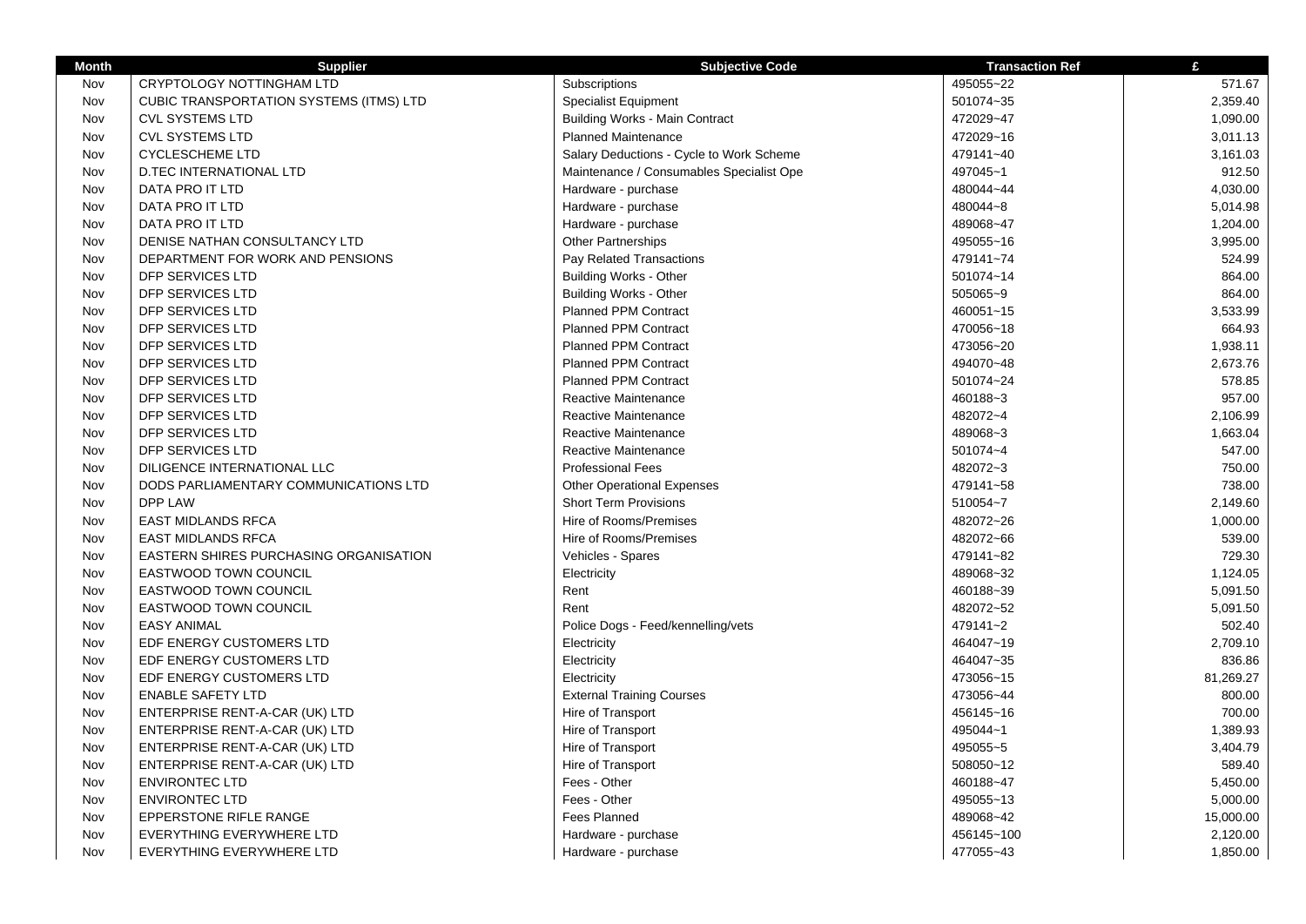| Month | Supplier | Subjective Code | Transaction Ref | £ |
|---|---|---|---|---|
| Nov | CRYPTOLOGY NOTTINGHAM LTD | Subscriptions | 495055~22 | 571.67 |
| Nov | CUBIC TRANSPORTATION SYSTEMS (ITMS) LTD | Specialist Equipment | 501074~35 | 2,359.40 |
| Nov | CVL SYSTEMS LTD | Building Works - Main Contract | 472029~47 | 1,090.00 |
| Nov | CVL SYSTEMS LTD | Planned Maintenance | 472029~16 | 3,011.13 |
| Nov | CYCLESCHEME LTD | Salary Deductions - Cycle to Work Scheme | 479141~40 | 3,161.03 |
| Nov | D.TEC INTERNATIONAL LTD | Maintenance / Consumables Specialist Ope | 497045~1 | 912.50 |
| Nov | DATA PRO IT LTD | Hardware - purchase | 480044~44 | 4,030.00 |
| Nov | DATA PRO IT LTD | Hardware - purchase | 480044~8 | 5,014.98 |
| Nov | DATA PRO IT LTD | Hardware - purchase | 489068~47 | 1,204.00 |
| Nov | DENISE NATHAN CONSULTANCY LTD | Other Partnerships | 495055~16 | 3,995.00 |
| Nov | DEPARTMENT FOR WORK AND PENSIONS | Pay Related Transactions | 479141~74 | 524.99 |
| Nov | DFP SERVICES LTD | Building Works - Other | 501074~14 | 864.00 |
| Nov | DFP SERVICES LTD | Building Works - Other | 505065~9 | 864.00 |
| Nov | DFP SERVICES LTD | Planned PPM Contract | 460051~15 | 3,533.99 |
| Nov | DFP SERVICES LTD | Planned PPM Contract | 470056~18 | 664.93 |
| Nov | DFP SERVICES LTD | Planned PPM Contract | 473056~20 | 1,938.11 |
| Nov | DFP SERVICES LTD | Planned PPM Contract | 494070~48 | 2,673.76 |
| Nov | DFP SERVICES LTD | Planned PPM Contract | 501074~24 | 578.85 |
| Nov | DFP SERVICES LTD | Reactive Maintenance | 460188~3 | 957.00 |
| Nov | DFP SERVICES LTD | Reactive Maintenance | 482072~4 | 2,106.99 |
| Nov | DFP SERVICES LTD | Reactive Maintenance | 489068~3 | 1,663.04 |
| Nov | DFP SERVICES LTD | Reactive Maintenance | 501074~4 | 547.00 |
| Nov | DILIGENCE INTERNATIONAL LLC | Professional Fees | 482072~3 | 750.00 |
| Nov | DODS PARLIAMENTARY COMMUNICATIONS LTD | Other Operational Expenses | 479141~58 | 738.00 |
| Nov | DPP LAW | Short Term Provisions | 510054~7 | 2,149.60 |
| Nov | EAST MIDLANDS RFCA | Hire of Rooms/Premises | 482072~26 | 1,000.00 |
| Nov | EAST MIDLANDS RFCA | Hire of Rooms/Premises | 482072~66 | 539.00 |
| Nov | EASTERN SHIRES PURCHASING ORGANISATION | Vehicles - Spares | 479141~82 | 729.30 |
| Nov | EASTWOOD TOWN COUNCIL | Electricity | 489068~32 | 1,124.05 |
| Nov | EASTWOOD TOWN COUNCIL | Rent | 460188~39 | 5,091.50 |
| Nov | EASTWOOD TOWN COUNCIL | Rent | 482072~52 | 5,091.50 |
| Nov | EASY ANIMAL | Police Dogs - Feed/kennelling/vets | 479141~2 | 502.40 |
| Nov | EDF ENERGY CUSTOMERS LTD | Electricity | 464047~19 | 2,709.10 |
| Nov | EDF ENERGY CUSTOMERS LTD | Electricity | 464047~35 | 836.86 |
| Nov | EDF ENERGY CUSTOMERS LTD | Electricity | 473056~15 | 81,269.27 |
| Nov | ENABLE SAFETY LTD | External Training Courses | 473056~44 | 800.00 |
| Nov | ENTERPRISE RENT-A-CAR (UK) LTD | Hire of Transport | 456145~16 | 700.00 |
| Nov | ENTERPRISE RENT-A-CAR (UK) LTD | Hire of Transport | 495044~1 | 1,389.93 |
| Nov | ENTERPRISE RENT-A-CAR (UK) LTD | Hire of Transport | 495055~5 | 3,404.79 |
| Nov | ENTERPRISE RENT-A-CAR (UK) LTD | Hire of Transport | 508050~12 | 589.40 |
| Nov | ENVIRONTEC LTD | Fees - Other | 460188~47 | 5,450.00 |
| Nov | ENVIRONTEC LTD | Fees - Other | 495055~13 | 5,000.00 |
| Nov | EPPERSTONE RIFLE RANGE | Fees Planned | 489068~42 | 15,000.00 |
| Nov | EVERYTHING EVERYWHERE LTD | Hardware - purchase | 456145~100 | 2,120.00 |
| Nov | EVERYTHING EVERYWHERE LTD | Hardware - purchase | 477055~43 | 1,850.00 |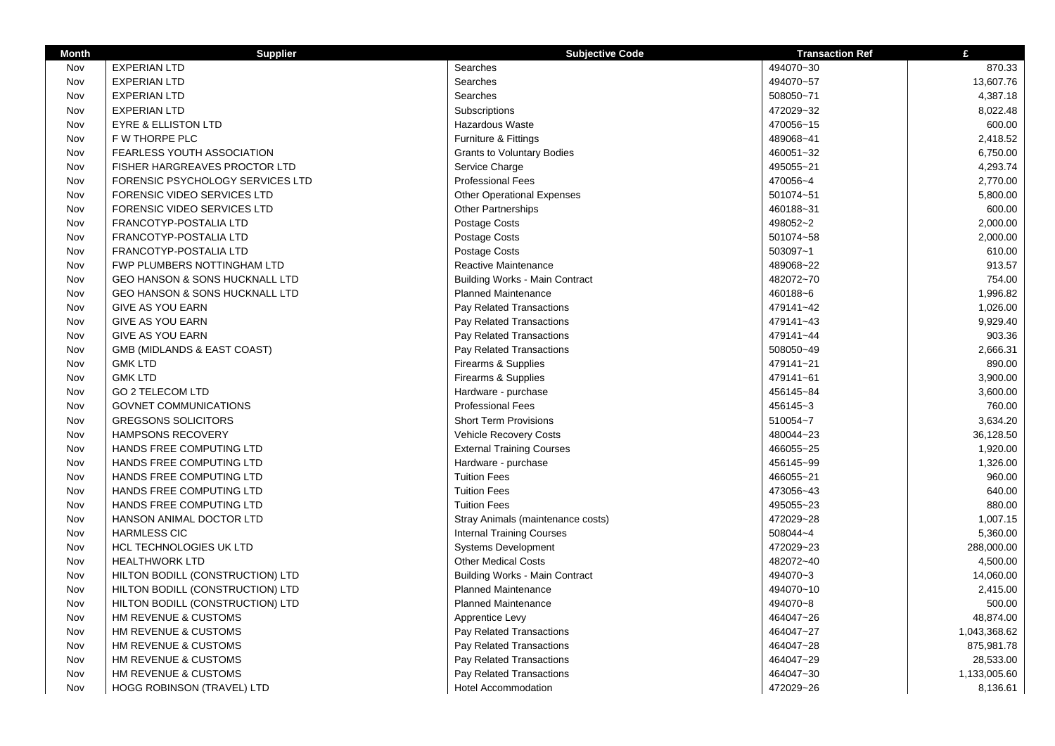| Month | Supplier | Subjective Code | Transaction Ref | £ |
|---|---|---|---|---|
| Nov | EXPERIAN LTD | Searches | 494070~30 | 870.33 |
| Nov | EXPERIAN LTD | Searches | 494070~57 | 13,607.76 |
| Nov | EXPERIAN LTD | Searches | 508050~71 | 4,387.18 |
| Nov | EXPERIAN LTD | Subscriptions | 472029~32 | 8,022.48 |
| Nov | EYRE & ELLISTON LTD | Hazardous Waste | 470056~15 | 600.00 |
| Nov | F W THORPE PLC | Furniture & Fittings | 489068~41 | 2,418.52 |
| Nov | FEARLESS YOUTH ASSOCIATION | Grants to Voluntary Bodies | 460051~32 | 6,750.00 |
| Nov | FISHER HARGREAVES PROCTOR LTD | Service Charge | 495055~21 | 4,293.74 |
| Nov | FORENSIC PSYCHOLOGY SERVICES LTD | Professional Fees | 470056~4 | 2,770.00 |
| Nov | FORENSIC VIDEO SERVICES LTD | Other Operational Expenses | 501074~51 | 5,800.00 |
| Nov | FORENSIC VIDEO SERVICES LTD | Other Partnerships | 460188~31 | 600.00 |
| Nov | FRANCOTYP-POSTALIA LTD | Postage Costs | 498052~2 | 2,000.00 |
| Nov | FRANCOTYP-POSTALIA LTD | Postage Costs | 501074~58 | 2,000.00 |
| Nov | FRANCOTYP-POSTALIA LTD | Postage Costs | 503097~1 | 610.00 |
| Nov | FWP PLUMBERS NOTTINGHAM LTD | Reactive Maintenance | 489068~22 | 913.57 |
| Nov | GEO HANSON & SONS HUCKNALL LTD | Building Works - Main Contract | 482072~70 | 754.00 |
| Nov | GEO HANSON & SONS HUCKNALL LTD | Planned Maintenance | 460188~6 | 1,996.82 |
| Nov | GIVE AS YOU EARN | Pay Related Transactions | 479141~42 | 1,026.00 |
| Nov | GIVE AS YOU EARN | Pay Related Transactions | 479141~43 | 9,929.40 |
| Nov | GIVE AS YOU EARN | Pay Related Transactions | 479141~44 | 903.36 |
| Nov | GMB (MIDLANDS & EAST COAST) | Pay Related Transactions | 508050~49 | 2,666.31 |
| Nov | GMK LTD | Firearms & Supplies | 479141~21 | 890.00 |
| Nov | GMK LTD | Firearms & Supplies | 479141~61 | 3,900.00 |
| Nov | GO 2 TELECOM LTD | Hardware - purchase | 456145~84 | 3,600.00 |
| Nov | GOVNET COMMUNICATIONS | Professional Fees | 456145~3 | 760.00 |
| Nov | GREGSONS SOLICITORS | Short Term Provisions | 510054~7 | 3,634.20 |
| Nov | HAMPSONS RECOVERY | Vehicle Recovery Costs | 480044~23 | 36,128.50 |
| Nov | HANDS FREE COMPUTING LTD | External Training Courses | 466055~25 | 1,920.00 |
| Nov | HANDS FREE COMPUTING LTD | Hardware - purchase | 456145~99 | 1,326.00 |
| Nov | HANDS FREE COMPUTING LTD | Tuition Fees | 466055~21 | 960.00 |
| Nov | HANDS FREE COMPUTING LTD | Tuition Fees | 473056~43 | 640.00 |
| Nov | HANDS FREE COMPUTING LTD | Tuition Fees | 495055~23 | 880.00 |
| Nov | HANSON ANIMAL DOCTOR LTD | Stray Animals (maintenance costs) | 472029~28 | 1,007.15 |
| Nov | HARMLESS CIC | Internal Training Courses | 508044~4 | 5,360.00 |
| Nov | HCL TECHNOLOGIES UK LTD | Systems Development | 472029~23 | 288,000.00 |
| Nov | HEALTHWORK LTD | Other Medical Costs | 482072~40 | 4,500.00 |
| Nov | HILTON BODILL (CONSTRUCTION) LTD | Building Works - Main Contract | 494070~3 | 14,060.00 |
| Nov | HILTON BODILL (CONSTRUCTION) LTD | Planned Maintenance | 494070~10 | 2,415.00 |
| Nov | HILTON BODILL (CONSTRUCTION) LTD | Planned Maintenance | 494070~8 | 500.00 |
| Nov | HM REVENUE & CUSTOMS | Apprentice Levy | 464047~26 | 48,874.00 |
| Nov | HM REVENUE & CUSTOMS | Pay Related Transactions | 464047~27 | 1,043,368.62 |
| Nov | HM REVENUE & CUSTOMS | Pay Related Transactions | 464047~28 | 875,981.78 |
| Nov | HM REVENUE & CUSTOMS | Pay Related Transactions | 464047~29 | 28,533.00 |
| Nov | HM REVENUE & CUSTOMS | Pay Related Transactions | 464047~30 | 1,133,005.60 |
| Nov | HOGG ROBINSON (TRAVEL) LTD | Hotel Accommodation | 472029~26 | 8,136.61 |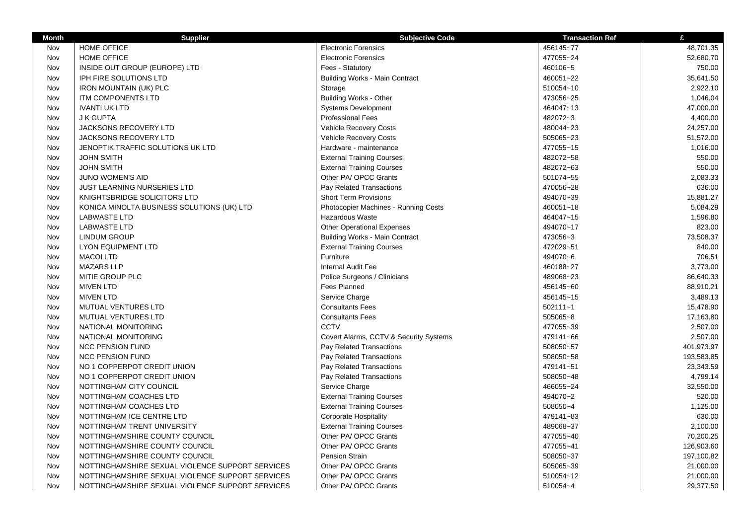| Month | Supplier | Subjective Code | Transaction Ref | £ |
|---|---|---|---|---|
| Nov | HOME OFFICE | Electronic Forensics | 456145~77 | 48,701.35 |
| Nov | HOME OFFICE | Electronic Forensics | 477055~24 | 52,680.70 |
| Nov | INSIDE OUT GROUP (EUROPE) LTD | Fees - Statutory | 460106~5 | 750.00 |
| Nov | IPH FIRE SOLUTIONS LTD | Building Works - Main Contract | 460051~22 | 35,641.50 |
| Nov | IRON MOUNTAIN (UK) PLC | Storage | 510054~10 | 2,922.10 |
| Nov | ITM COMPONENTS LTD | Building Works - Other | 473056~25 | 1,046.04 |
| Nov | IVANTI UK LTD | Systems Development | 464047~13 | 47,000.00 |
| Nov | J K GUPTA | Professional Fees | 482072~3 | 4,400.00 |
| Nov | JACKSONS RECOVERY LTD | Vehicle Recovery Costs | 480044~23 | 24,257.00 |
| Nov | JACKSONS RECOVERY LTD | Vehicle Recovery Costs | 505065~23 | 51,572.00 |
| Nov | JENOPTIK TRAFFIC SOLUTIONS UK LTD | Hardware - maintenance | 477055~15 | 1,016.00 |
| Nov | JOHN SMITH | External Training Courses | 482072~58 | 550.00 |
| Nov | JOHN SMITH | External Training Courses | 482072~63 | 550.00 |
| Nov | JUNO WOMEN'S AID | Other PA/ OPCC Grants | 501074~55 | 2,083.33 |
| Nov | JUST LEARNING NURSERIES LTD | Pay Related Transactions | 470056~28 | 636.00 |
| Nov | KNIGHTSBRIDGE SOLICITORS LTD | Short Term Provisions | 494070~39 | 15,881.27 |
| Nov | KONICA MINOLTA BUSINESS SOLUTIONS (UK) LTD | Photocopier Machines - Running Costs | 460051~18 | 5,084.29 |
| Nov | LABWASTE LTD | Hazardous Waste | 464047~15 | 1,596.80 |
| Nov | LABWASTE LTD | Other Operational Expenses | 494070~17 | 823.00 |
| Nov | LINDUM GROUP | Building Works - Main Contract | 473056~3 | 73,508.37 |
| Nov | LYON EQUIPMENT LTD | External Training Courses | 472029~51 | 840.00 |
| Nov | MACOI LTD | Furniture | 494070~6 | 706.51 |
| Nov | MAZARS LLP | Internal Audit Fee | 460188~27 | 3,773.00 |
| Nov | MITIE GROUP PLC | Police Surgeons / Clinicians | 489068~23 | 86,640.33 |
| Nov | MIVEN LTD | Fees Planned | 456145~60 | 88,910.21 |
| Nov | MIVEN LTD | Service Charge | 456145~15 | 3,489.13 |
| Nov | MUTUAL VENTURES LTD | Consultants Fees | 502111~1 | 15,478.90 |
| Nov | MUTUAL VENTURES LTD | Consultants Fees | 505065~8 | 17,163.80 |
| Nov | NATIONAL MONITORING | CCTV | 477055~39 | 2,507.00 |
| Nov | NATIONAL MONITORING | Covert Alarms, CCTV & Security Systems | 479141~66 | 2,507.00 |
| Nov | NCC PENSION FUND | Pay Related Transactions | 508050~57 | 401,973.97 |
| Nov | NCC PENSION FUND | Pay Related Transactions | 508050~58 | 193,583.85 |
| Nov | NO 1 COPPERPOT CREDIT UNION | Pay Related Transactions | 479141~51 | 23,343.59 |
| Nov | NO 1 COPPERPOT CREDIT UNION | Pay Related Transactions | 508050~48 | 4,799.14 |
| Nov | NOTTINGHAM CITY COUNCIL | Service Charge | 466055~24 | 32,550.00 |
| Nov | NOTTINGHAM COACHES LTD | External Training Courses | 494070~2 | 520.00 |
| Nov | NOTTINGHAM COACHES LTD | External Training Courses | 508050~4 | 1,125.00 |
| Nov | NOTTINGHAM ICE CENTRE LTD | Corporate Hospitality | 479141~83 | 630.00 |
| Nov | NOTTINGHAM TRENT UNIVERSITY | External Training Courses | 489068~37 | 2,100.00 |
| Nov | NOTTINGHAMSHIRE COUNTY COUNCIL | Other PA/ OPCC Grants | 477055~40 | 70,200.25 |
| Nov | NOTTINGHAMSHIRE COUNTY COUNCIL | Other PA/ OPCC Grants | 477055~41 | 126,903.60 |
| Nov | NOTTINGHAMSHIRE COUNTY COUNCIL | Pension Strain | 508050~37 | 197,100.82 |
| Nov | NOTTINGHAMSHIRE SEXUAL VIOLENCE SUPPORT SERVICES | Other PA/ OPCC Grants | 505065~39 | 21,000.00 |
| Nov | NOTTINGHAMSHIRE SEXUAL VIOLENCE SUPPORT SERVICES | Other PA/ OPCC Grants | 510054~12 | 21,000.00 |
| Nov | NOTTINGHAMSHIRE SEXUAL VIOLENCE SUPPORT SERVICES | Other PA/ OPCC Grants | 510054~4 | 29,377.50 |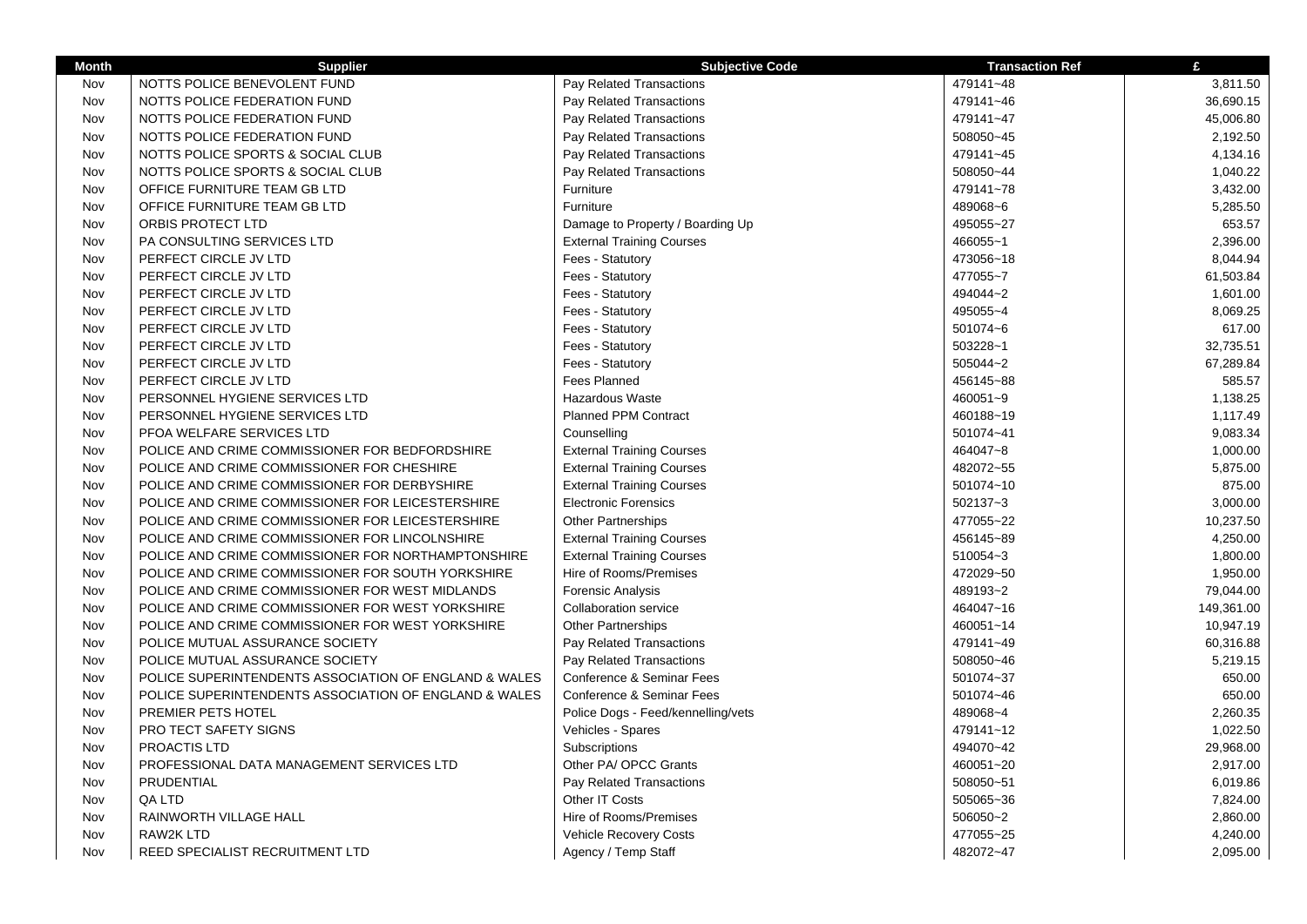| Month | Supplier | Subjective Code | Transaction Ref | £ |
|---|---|---|---|---|
| Nov | NOTTS POLICE BENEVOLENT FUND | Pay Related Transactions | 479141~48 | 3,811.50 |
| Nov | NOTTS POLICE FEDERATION FUND | Pay Related Transactions | 479141~46 | 36,690.15 |
| Nov | NOTTS POLICE FEDERATION FUND | Pay Related Transactions | 479141~47 | 45,006.80 |
| Nov | NOTTS POLICE FEDERATION FUND | Pay Related Transactions | 508050~45 | 2,192.50 |
| Nov | NOTTS POLICE SPORTS & SOCIAL CLUB | Pay Related Transactions | 479141~45 | 4,134.16 |
| Nov | NOTTS POLICE SPORTS & SOCIAL CLUB | Pay Related Transactions | 508050~44 | 1,040.22 |
| Nov | OFFICE FURNITURE TEAM GB LTD | Furniture | 479141~78 | 3,432.00 |
| Nov | OFFICE FURNITURE TEAM GB LTD | Furniture | 489068~6 | 5,285.50 |
| Nov | ORBIS PROTECT LTD | Damage to Property / Boarding Up | 495055~27 | 653.57 |
| Nov | PA CONSULTING SERVICES LTD | External Training Courses | 466055~1 | 2,396.00 |
| Nov | PERFECT CIRCLE JV LTD | Fees - Statutory | 473056~18 | 8,044.94 |
| Nov | PERFECT CIRCLE JV LTD | Fees - Statutory | 477055~7 | 61,503.84 |
| Nov | PERFECT CIRCLE JV LTD | Fees - Statutory | 494044~2 | 1,601.00 |
| Nov | PERFECT CIRCLE JV LTD | Fees - Statutory | 495055~4 | 8,069.25 |
| Nov | PERFECT CIRCLE JV LTD | Fees - Statutory | 501074~6 | 617.00 |
| Nov | PERFECT CIRCLE JV LTD | Fees - Statutory | 503228~1 | 32,735.51 |
| Nov | PERFECT CIRCLE JV LTD | Fees - Statutory | 505044~2 | 67,289.84 |
| Nov | PERFECT CIRCLE JV LTD | Fees Planned | 456145~88 | 585.57 |
| Nov | PERSONNEL HYGIENE SERVICES LTD | Hazardous Waste | 460051~9 | 1,138.25 |
| Nov | PERSONNEL HYGIENE SERVICES LTD | Planned PPM Contract | 460188~19 | 1,117.49 |
| Nov | PFOA WELFARE SERVICES LTD | Counselling | 501074~41 | 9,083.34 |
| Nov | POLICE AND CRIME COMMISSIONER FOR BEDFORDSHIRE | External Training Courses | 464047~8 | 1,000.00 |
| Nov | POLICE AND CRIME COMMISSIONER FOR CHESHIRE | External Training Courses | 482072~55 | 5,875.00 |
| Nov | POLICE AND CRIME COMMISSIONER FOR DERBYSHIRE | External Training Courses | 501074~10 | 875.00 |
| Nov | POLICE AND CRIME COMMISSIONER FOR LEICESTERSHIRE | Electronic Forensics | 502137~3 | 3,000.00 |
| Nov | POLICE AND CRIME COMMISSIONER FOR LEICESTERSHIRE | Other Partnerships | 477055~22 | 10,237.50 |
| Nov | POLICE AND CRIME COMMISSIONER FOR LINCOLNSHIRE | External Training Courses | 456145~89 | 4,250.00 |
| Nov | POLICE AND CRIME COMMISSIONER FOR NORTHAMPTONSHIRE | External Training Courses | 510054~3 | 1,800.00 |
| Nov | POLICE AND CRIME COMMISSIONER FOR SOUTH YORKSHIRE | Hire of Rooms/Premises | 472029~50 | 1,950.00 |
| Nov | POLICE AND CRIME COMMISSIONER FOR WEST MIDLANDS | Forensic Analysis | 489193~2 | 79,044.00 |
| Nov | POLICE AND CRIME COMMISSIONER FOR WEST YORKSHIRE | Collaboration service | 464047~16 | 149,361.00 |
| Nov | POLICE AND CRIME COMMISSIONER FOR WEST YORKSHIRE | Other Partnerships | 460051~14 | 10,947.19 |
| Nov | POLICE MUTUAL ASSURANCE SOCIETY | Pay Related Transactions | 479141~49 | 60,316.88 |
| Nov | POLICE MUTUAL ASSURANCE SOCIETY | Pay Related Transactions | 508050~46 | 5,219.15 |
| Nov | POLICE SUPERINTENDENTS ASSOCIATION OF ENGLAND & WALES | Conference & Seminar Fees | 501074~37 | 650.00 |
| Nov | POLICE SUPERINTENDENTS ASSOCIATION OF ENGLAND & WALES | Conference & Seminar Fees | 501074~46 | 650.00 |
| Nov | PREMIER PETS HOTEL | Police Dogs - Feed/kennelling/vets | 489068~4 | 2,260.35 |
| Nov | PRO TECT SAFETY SIGNS | Vehicles - Spares | 479141~12 | 1,022.50 |
| Nov | PROACTIS LTD | Subscriptions | 494070~42 | 29,968.00 |
| Nov | PROFESSIONAL DATA MANAGEMENT SERVICES LTD | Other PA/ OPCC Grants | 460051~20 | 2,917.00 |
| Nov | PRUDENTIAL | Pay Related Transactions | 508050~51 | 6,019.86 |
| Nov | QA LTD | Other IT Costs | 505065~36 | 7,824.00 |
| Nov | RAINWORTH VILLAGE HALL | Hire of Rooms/Premises | 506050~2 | 2,860.00 |
| Nov | RAW2K LTD | Vehicle Recovery Costs | 477055~25 | 4,240.00 |
| Nov | REED SPECIALIST RECRUITMENT LTD | Agency / Temp Staff | 482072~47 | 2,095.00 |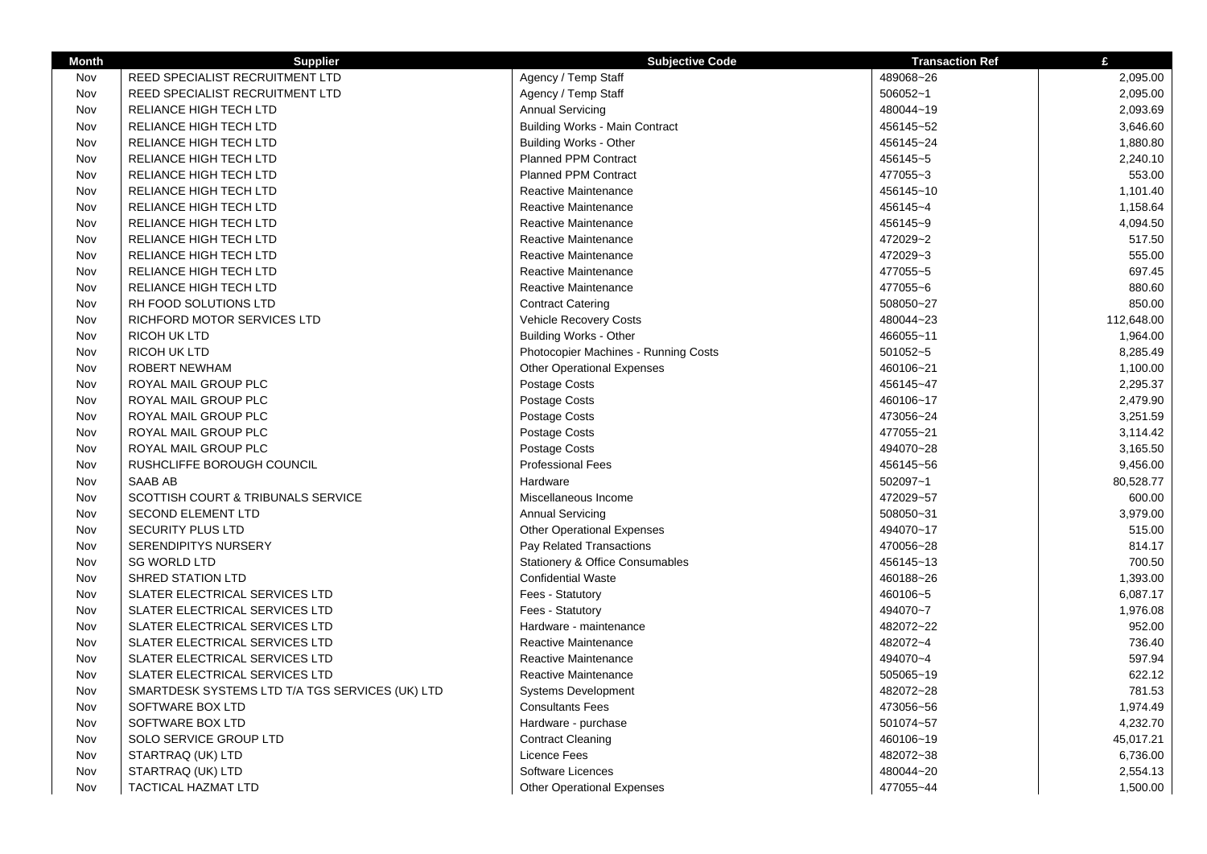| Month | Supplier | Subjective Code | Transaction Ref | £ |
| --- | --- | --- | --- | --- |
| Nov | REED SPECIALIST RECRUITMENT LTD | Agency / Temp Staff | 489068~26 | 2,095.00 |
| Nov | REED SPECIALIST RECRUITMENT LTD | Agency / Temp Staff | 506052~1 | 2,095.00 |
| Nov | RELIANCE HIGH TECH LTD | Annual Servicing | 480044~19 | 2,093.69 |
| Nov | RELIANCE HIGH TECH LTD | Building Works - Main Contract | 456145~52 | 3,646.60 |
| Nov | RELIANCE HIGH TECH LTD | Building Works - Other | 456145~24 | 1,880.80 |
| Nov | RELIANCE HIGH TECH LTD | Planned PPM Contract | 456145~5 | 2,240.10 |
| Nov | RELIANCE HIGH TECH LTD | Planned PPM Contract | 477055~3 | 553.00 |
| Nov | RELIANCE HIGH TECH LTD | Reactive Maintenance | 456145~10 | 1,101.40 |
| Nov | RELIANCE HIGH TECH LTD | Reactive Maintenance | 456145~4 | 1,158.64 |
| Nov | RELIANCE HIGH TECH LTD | Reactive Maintenance | 456145~9 | 4,094.50 |
| Nov | RELIANCE HIGH TECH LTD | Reactive Maintenance | 472029~2 | 517.50 |
| Nov | RELIANCE HIGH TECH LTD | Reactive Maintenance | 472029~3 | 555.00 |
| Nov | RELIANCE HIGH TECH LTD | Reactive Maintenance | 477055~5 | 697.45 |
| Nov | RELIANCE HIGH TECH LTD | Reactive Maintenance | 477055~6 | 880.60 |
| Nov | RH FOOD SOLUTIONS LTD | Contract Catering | 508050~27 | 850.00 |
| Nov | RICHFORD MOTOR SERVICES LTD | Vehicle Recovery Costs | 480044~23 | 112,648.00 |
| Nov | RICOH UK LTD | Building Works - Other | 466055~11 | 1,964.00 |
| Nov | RICOH UK LTD | Photocopier Machines - Running Costs | 501052~5 | 8,285.49 |
| Nov | ROBERT NEWHAM | Other Operational Expenses | 460106~21 | 1,100.00 |
| Nov | ROYAL MAIL GROUP PLC | Postage Costs | 456145~47 | 2,295.37 |
| Nov | ROYAL MAIL GROUP PLC | Postage Costs | 460106~17 | 2,479.90 |
| Nov | ROYAL MAIL GROUP PLC | Postage Costs | 473056~24 | 3,251.59 |
| Nov | ROYAL MAIL GROUP PLC | Postage Costs | 477055~21 | 3,114.42 |
| Nov | ROYAL MAIL GROUP PLC | Postage Costs | 494070~28 | 3,165.50 |
| Nov | RUSHCLIFFE BOROUGH COUNCIL | Professional Fees | 456145~56 | 9,456.00 |
| Nov | SAAB AB | Hardware | 502097~1 | 80,528.77 |
| Nov | SCOTTISH COURT & TRIBUNALS SERVICE | Miscellaneous Income | 472029~57 | 600.00 |
| Nov | SECOND ELEMENT LTD | Annual Servicing | 508050~31 | 3,979.00 |
| Nov | SECURITY PLUS LTD | Other Operational Expenses | 494070~17 | 515.00 |
| Nov | SERENDIPITYS NURSERY | Pay Related Transactions | 470056~28 | 814.17 |
| Nov | SG WORLD LTD | Stationery & Office Consumables | 456145~13 | 700.50 |
| Nov | SHRED STATION LTD | Confidential Waste | 460188~26 | 1,393.00 |
| Nov | SLATER ELECTRICAL SERVICES LTD | Fees - Statutory | 460106~5 | 6,087.17 |
| Nov | SLATER ELECTRICAL SERVICES LTD | Fees - Statutory | 494070~7 | 1,976.08 |
| Nov | SLATER ELECTRICAL SERVICES LTD | Hardware - maintenance | 482072~22 | 952.00 |
| Nov | SLATER ELECTRICAL SERVICES LTD | Reactive Maintenance | 482072~4 | 736.40 |
| Nov | SLATER ELECTRICAL SERVICES LTD | Reactive Maintenance | 494070~4 | 597.94 |
| Nov | SLATER ELECTRICAL SERVICES LTD | Reactive Maintenance | 505065~19 | 622.12 |
| Nov | SMARTDESK SYSTEMS LTD T/A TGS SERVICES (UK) LTD | Systems Development | 482072~28 | 781.53 |
| Nov | SOFTWARE BOX LTD | Consultants Fees | 473056~56 | 1,974.49 |
| Nov | SOFTWARE BOX LTD | Hardware - purchase | 501074~57 | 4,232.70 |
| Nov | SOLO SERVICE GROUP LTD | Contract Cleaning | 460106~19 | 45,017.21 |
| Nov | STARTRAQ (UK) LTD | Licence Fees | 482072~38 | 6,736.00 |
| Nov | STARTRAQ (UK) LTD | Software Licences | 480044~20 | 2,554.13 |
| Nov | TACTICAL HAZMAT LTD | Other Operational Expenses | 477055~44 | 1,500.00 |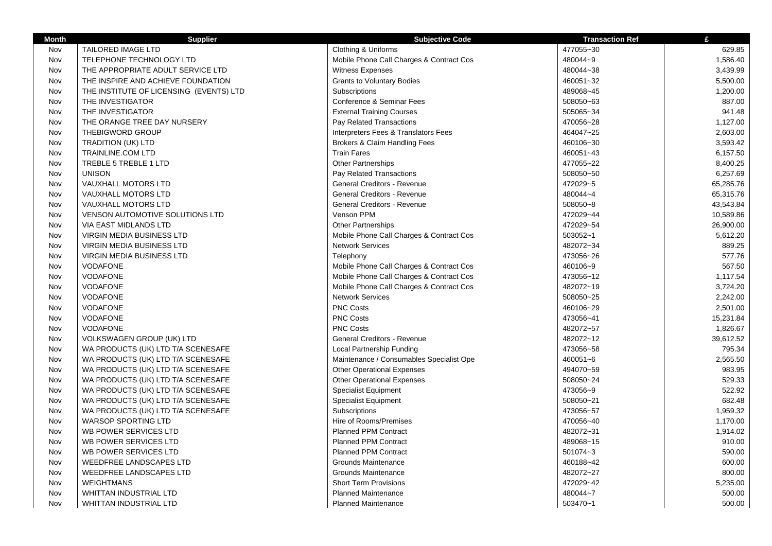| Month | Supplier | Subjective Code | Transaction Ref | £ |
|---|---|---|---|---|
| Nov | TAILORED IMAGE LTD | Clothing & Uniforms | 477055~30 | 629.85 |
| Nov | TELEPHONE TECHNOLOGY LTD | Mobile Phone Call Charges & Contract Cos | 480044~9 | 1,586.40 |
| Nov | THE APPROPRIATE ADULT SERVICE LTD | Witness Expenses | 480044~38 | 3,439.99 |
| Nov | THE INSPIRE AND ACHIEVE FOUNDATION | Grants to Voluntary Bodies | 460051~32 | 5,500.00 |
| Nov | THE INSTITUTE OF LICENSING (EVENTS) LTD | Subscriptions | 489068~45 | 1,200.00 |
| Nov | THE INVESTIGATOR | Conference & Seminar Fees | 508050~63 | 887.00 |
| Nov | THE INVESTIGATOR | External Training Courses | 505065~34 | 941.48 |
| Nov | THE ORANGE TREE DAY NURSERY | Pay Related Transactions | 470056~28 | 1,127.00 |
| Nov | THEBIGWORD GROUP | Interpreters Fees & Translators Fees | 464047~25 | 2,603.00 |
| Nov | TRADITION (UK) LTD | Brokers & Claim Handling Fees | 460106~30 | 3,593.42 |
| Nov | TRAINLINE.COM LTD | Train Fares | 460051~43 | 6,157.50 |
| Nov | TREBLE 5 TREBLE 1 LTD | Other Partnerships | 477055~22 | 8,400.25 |
| Nov | UNISON | Pay Related Transactions | 508050~50 | 6,257.69 |
| Nov | VAUXHALL MOTORS LTD | General Creditors - Revenue | 472029~5 | 65,285.76 |
| Nov | VAUXHALL MOTORS LTD | General Creditors - Revenue | 480044~4 | 65,315.76 |
| Nov | VAUXHALL MOTORS LTD | General Creditors - Revenue | 508050~8 | 43,543.84 |
| Nov | VENSON AUTOMOTIVE SOLUTIONS LTD | Venson PPM | 472029~44 | 10,589.86 |
| Nov | VIA EAST MIDLANDS LTD | Other Partnerships | 472029~54 | 26,900.00 |
| Nov | VIRGIN MEDIA BUSINESS LTD | Mobile Phone Call Charges & Contract Cos | 503052~1 | 5,612.20 |
| Nov | VIRGIN MEDIA BUSINESS LTD | Network Services | 482072~34 | 889.25 |
| Nov | VIRGIN MEDIA BUSINESS LTD | Telephony | 473056~26 | 577.76 |
| Nov | VODAFONE | Mobile Phone Call Charges & Contract Cos | 460106~9 | 567.50 |
| Nov | VODAFONE | Mobile Phone Call Charges & Contract Cos | 473056~12 | 1,117.54 |
| Nov | VODAFONE | Mobile Phone Call Charges & Contract Cos | 482072~19 | 3,724.20 |
| Nov | VODAFONE | Network Services | 508050~25 | 2,242.00 |
| Nov | VODAFONE | PNC Costs | 460106~29 | 2,501.00 |
| Nov | VODAFONE | PNC Costs | 473056~41 | 15,231.84 |
| Nov | VODAFONE | PNC Costs | 482072~57 | 1,826.67 |
| Nov | VOLKSWAGEN GROUP (UK) LTD | General Creditors - Revenue | 482072~12 | 39,612.52 |
| Nov | WA PRODUCTS (UK) LTD T/A SCENESAFE | Local Partnership Funding | 473056~58 | 795.34 |
| Nov | WA PRODUCTS (UK) LTD T/A SCENESAFE | Maintenance / Consumables Specialist Ope | 460051~6 | 2,565.50 |
| Nov | WA PRODUCTS (UK) LTD T/A SCENESAFE | Other Operational Expenses | 494070~59 | 983.95 |
| Nov | WA PRODUCTS (UK) LTD T/A SCENESAFE | Other Operational Expenses | 508050~24 | 529.33 |
| Nov | WA PRODUCTS (UK) LTD T/A SCENESAFE | Specialist Equipment | 473056~9 | 522.92 |
| Nov | WA PRODUCTS (UK) LTD T/A SCENESAFE | Specialist Equipment | 508050~21 | 682.48 |
| Nov | WA PRODUCTS (UK) LTD T/A SCENESAFE | Subscriptions | 473056~57 | 1,959.32 |
| Nov | WARSOP SPORTING LTD | Hire of Rooms/Premises | 470056~40 | 1,170.00 |
| Nov | WB POWER SERVICES LTD | Planned PPM Contract | 482072~31 | 1,914.02 |
| Nov | WB POWER SERVICES LTD | Planned PPM Contract | 489068~15 | 910.00 |
| Nov | WB POWER SERVICES LTD | Planned PPM Contract | 501074~3 | 590.00 |
| Nov | WEEDFREE LANDSCAPES LTD | Grounds Maintenance | 460188~42 | 600.00 |
| Nov | WEEDFREE LANDSCAPES LTD | Grounds Maintenance | 482072~27 | 800.00 |
| Nov | WEIGHTMANS | Short Term Provisions | 472029~42 | 5,235.00 |
| Nov | WHITTAN INDUSTRIAL LTD | Planned Maintenance | 480044~7 | 500.00 |
| Nov | WHITTAN INDUSTRIAL LTD | Planned Maintenance | 503470~1 | 500.00 |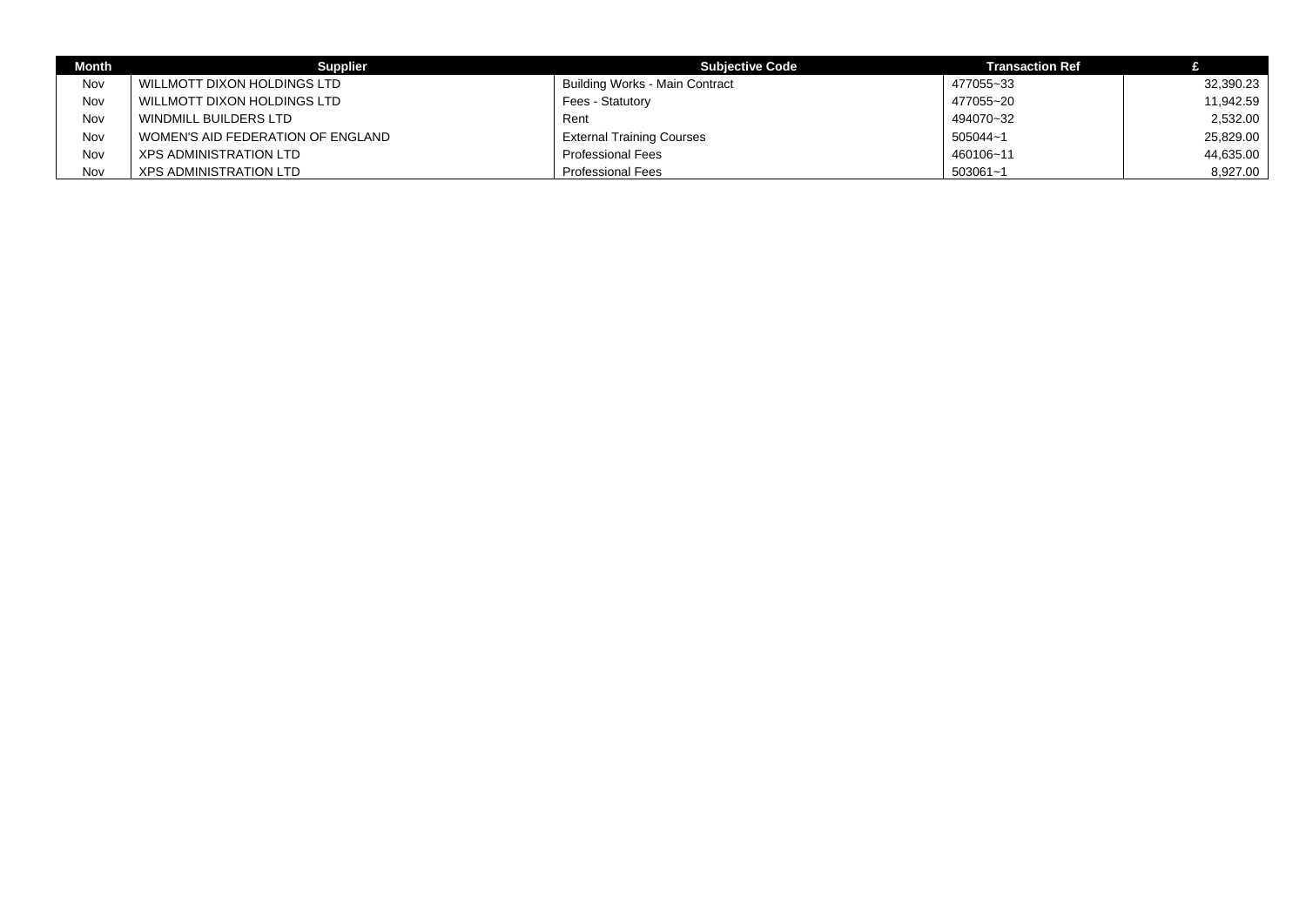| Month | Supplier | Subjective Code | Transaction Ref | £ |
|---|---|---|---|---|
| Nov | WILLMOTT DIXON HOLDINGS LTD | Building Works - Main Contract | 477055~33 | 32,390.23 |
| Nov | WILLMOTT DIXON HOLDINGS LTD | Fees - Statutory | 477055~20 | 11,942.59 |
| Nov | WINDMILL BUILDERS LTD | Rent | 494070~32 | 2,532.00 |
| Nov | WOMEN'S AID FEDERATION OF ENGLAND | External Training Courses | 505044~1 | 25,829.00 |
| Nov | XPS ADMINISTRATION LTD | Professional Fees | 460106~11 | 44,635.00 |
| Nov | XPS ADMINISTRATION LTD | Professional Fees | 503061~1 | 8,927.00 |